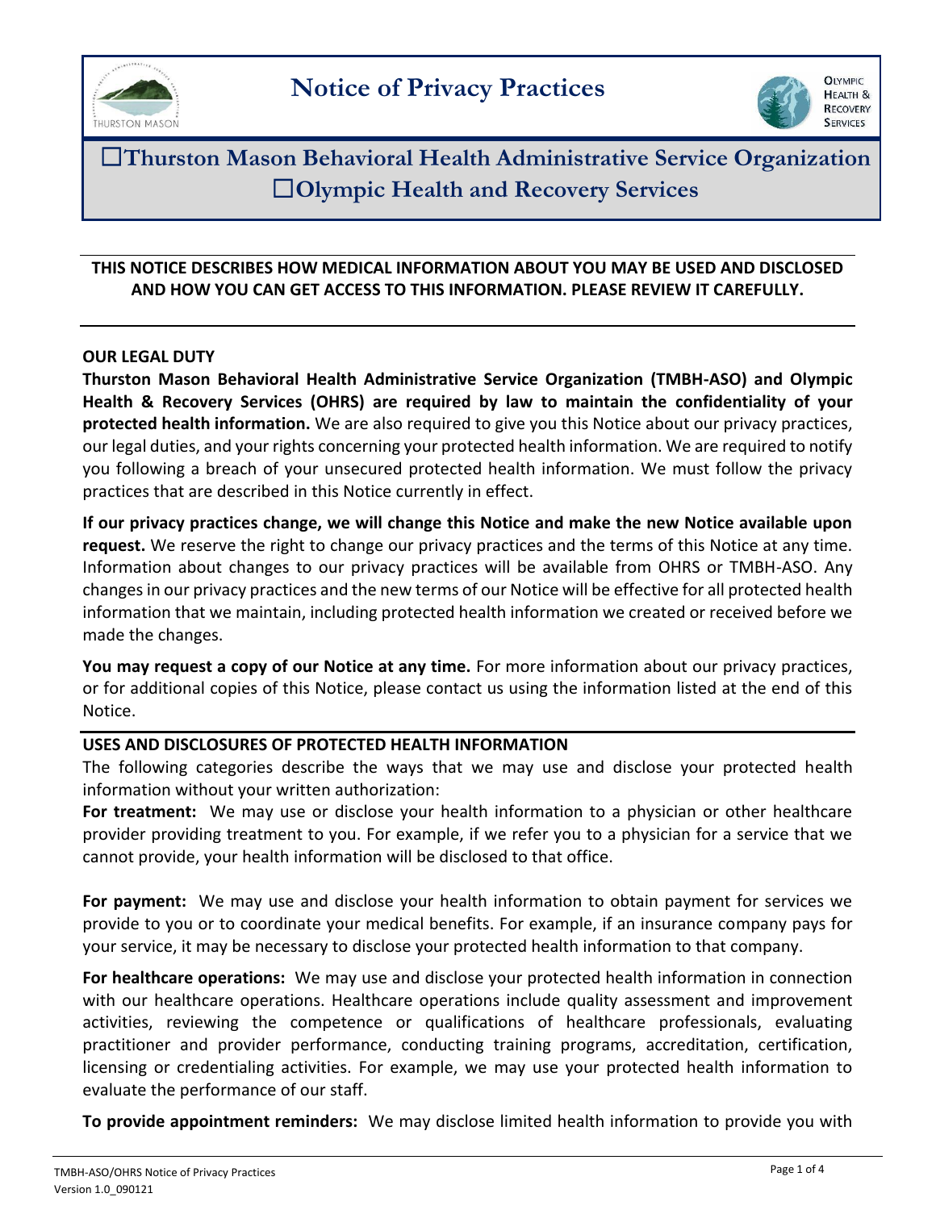# Notice of Privacy Practices

## ☐Thurston Mason Behavioral Health Administrative Service Organization
## ☐Olympic Health and Recovery Services

**THIS NOTICE DESCRIBES HOW MEDICAL INFORMATION ABOUT YOU MAY BE USED AND DISCLOSED AND HOW YOU CAN GET ACCESS TO THIS INFORMATION. PLEASE REVIEW IT CAREFULLY.**

### OUR LEGAL DUTY

**Thurston Mason Behavioral Health Administrative Service Organization (TMBH-ASO) and Olympic Health & Recovery Services (OHRS) are required by law to maintain the confidentiality of your protected health information.** We are also required to give you this Notice about our privacy practices, our legal duties, and your rights concerning your protected health information. We are required to notify you following a breach of your unsecured protected health information. We must follow the privacy practices that are described in this Notice currently in effect.

**If our privacy practices change, we will change this Notice and make the new Notice available upon request.** We reserve the right to change our privacy practices and the terms of this Notice at any time. Information about changes to our privacy practices will be available from OHRS or TMBH-ASO. Any changes in our privacy practices and the new terms of our Notice will be effective for all protected health information that we maintain, including protected health information we created or received before we made the changes.

**You may request a copy of our Notice at any time.** For more information about our privacy practices, or for additional copies of this Notice, please contact us using the information listed at the end of this Notice.

### USES AND DISCLOSURES OF PROTECTED HEALTH INFORMATION

The following categories describe the ways that we may use and disclose your protected health information without your written authorization:

**For treatment:** We may use or disclose your health information to a physician or other healthcare provider providing treatment to you. For example, if we refer you to a physician for a service that we cannot provide, your health information will be disclosed to that office.

**For payment:** We may use and disclose your health information to obtain payment for services we provide to you or to coordinate your medical benefits. For example, if an insurance company pays for your service, it may be necessary to disclose your protected health information to that company.

**For healthcare operations:** We may use and disclose your protected health information in connection with our healthcare operations. Healthcare operations include quality assessment and improvement activities, reviewing the competence or qualifications of healthcare professionals, evaluating practitioner and provider performance, conducting training programs, accreditation, certification, licensing or credentialing activities. For example, we may use your protected health information to evaluate the performance of our staff.

**To provide appointment reminders:** We may disclose limited health information to provide you with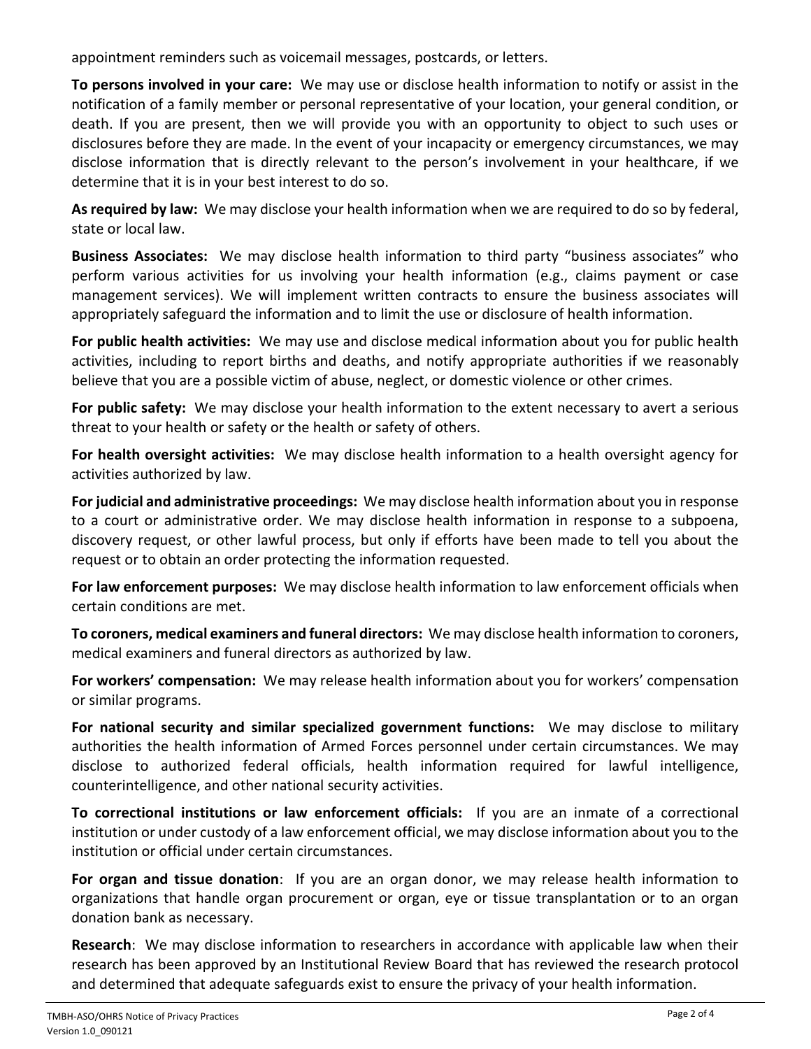appointment reminders such as voicemail messages, postcards, or letters.

**To persons involved in your care:** We may use or disclose health information to notify or assist in the notification of a family member or personal representative of your location, your general condition, or death. If you are present, then we will provide you with an opportunity to object to such uses or disclosures before they are made. In the event of your incapacity or emergency circumstances, we may disclose information that is directly relevant to the person's involvement in your healthcare, if we determine that it is in your best interest to do so.

**As required by law:** We may disclose your health information when we are required to do so by federal, state or local law.

**Business Associates:** We may disclose health information to third party "business associates" who perform various activities for us involving your health information (e.g., claims payment or case management services). We will implement written contracts to ensure the business associates will appropriately safeguard the information and to limit the use or disclosure of health information.

**For public health activities:** We may use and disclose medical information about you for public health activities, including to report births and deaths, and notify appropriate authorities if we reasonably believe that you are a possible victim of abuse, neglect, or domestic violence or other crimes.

**For public safety:** We may disclose your health information to the extent necessary to avert a serious threat to your health or safety or the health or safety of others.

**For health oversight activities:** We may disclose health information to a health oversight agency for activities authorized by law.

**For judicial and administrative proceedings:** We may disclose health information about you in response to a court or administrative order. We may disclose health information in response to a subpoena, discovery request, or other lawful process, but only if efforts have been made to tell you about the request or to obtain an order protecting the information requested.

**For law enforcement purposes:** We may disclose health information to law enforcement officials when certain conditions are met.

**To coroners, medical examiners and funeral directors:** We may disclose health information to coroners, medical examiners and funeral directors as authorized by law.

**For workers' compensation:** We may release health information about you for workers' compensation or similar programs.

**For national security and similar specialized government functions:** We may disclose to military authorities the health information of Armed Forces personnel under certain circumstances. We may disclose to authorized federal officials, health information required for lawful intelligence, counterintelligence, and other national security activities.

**To correctional institutions or law enforcement officials:** If you are an inmate of a correctional institution or under custody of a law enforcement official, we may disclose information about you to the institution or official under certain circumstances.

**For organ and tissue donation**: If you are an organ donor, we may release health information to organizations that handle organ procurement or organ, eye or tissue transplantation or to an organ donation bank as necessary.

**Research**: We may disclose information to researchers in accordance with applicable law when their research has been approved by an Institutional Review Board that has reviewed the research protocol and determined that adequate safeguards exist to ensure the privacy of your health information.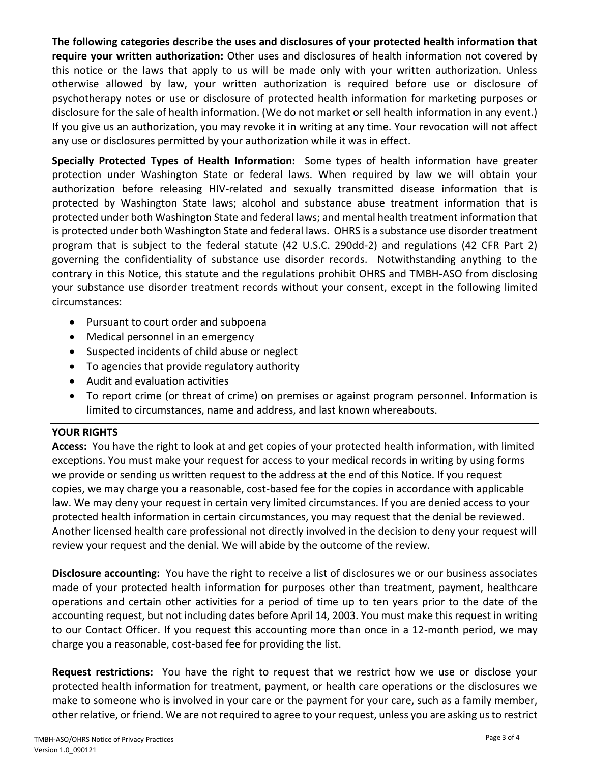**The following categories describe the uses and disclosures of your protected health information that require your written authorization:** Other uses and disclosures of health information not covered by this notice or the laws that apply to us will be made only with your written authorization. Unless otherwise allowed by law, your written authorization is required before use or disclosure of psychotherapy notes or use or disclosure of protected health information for marketing purposes or disclosure for the sale of health information. (We do not market or sell health information in any event.) If you give us an authorization, you may revoke it in writing at any time. Your revocation will not affect any use or disclosures permitted by your authorization while it was in effect.

**Specially Protected Types of Health Information:** Some types of health information have greater protection under Washington State or federal laws. When required by law we will obtain your authorization before releasing HIV-related and sexually transmitted disease information that is protected by Washington State laws; alcohol and substance abuse treatment information that is protected under both Washington State and federal laws; and mental health treatment information that is protected under both Washington State and federal laws. OHRS is a substance use disorder treatment program that is subject to the federal statute (42 U.S.C. 290dd-2) and regulations (42 CFR Part 2) governing the confidentiality of substance use disorder records. Notwithstanding anything to the contrary in this Notice, this statute and the regulations prohibit OHRS and TMBH-ASO from disclosing your substance use disorder treatment records without your consent, except in the following limited circumstances:

- Pursuant to court order and subpoena
- Medical personnel in an emergency
- Suspected incidents of child abuse or neglect
- To agencies that provide regulatory authority
- Audit and evaluation activities
- To report crime (or threat of crime) on premises or against program personnel. Information is limited to circumstances, name and address, and last known whereabouts.

## YOUR RIGHTS

**Access:** You have the right to look at and get copies of your protected health information, with limited exceptions. You must make your request for access to your medical records in writing by using forms we provide or sending us written request to the address at the end of this Notice. If you request copies, we may charge you a reasonable, cost-based fee for the copies in accordance with applicable law. We may deny your request in certain very limited circumstances. If you are denied access to your protected health information in certain circumstances, you may request that the denial be reviewed. Another licensed health care professional not directly involved in the decision to deny your request will review your request and the denial. We will abide by the outcome of the review.

**Disclosure accounting:** You have the right to receive a list of disclosures we or our business associates made of your protected health information for purposes other than treatment, payment, healthcare operations and certain other activities for a period of time up to ten years prior to the date of the accounting request, but not including dates before April 14, 2003. You must make this request in writing to our Contact Officer. If you request this accounting more than once in a 12-month period, we may charge you a reasonable, cost-based fee for providing the list.

**Request restrictions:** You have the right to request that we restrict how we use or disclose your protected health information for treatment, payment, or health care operations or the disclosures we make to someone who is involved in your care or the payment for your care, such as a family member, other relative, or friend. We are not required to agree to your request, unless you are asking us to restrict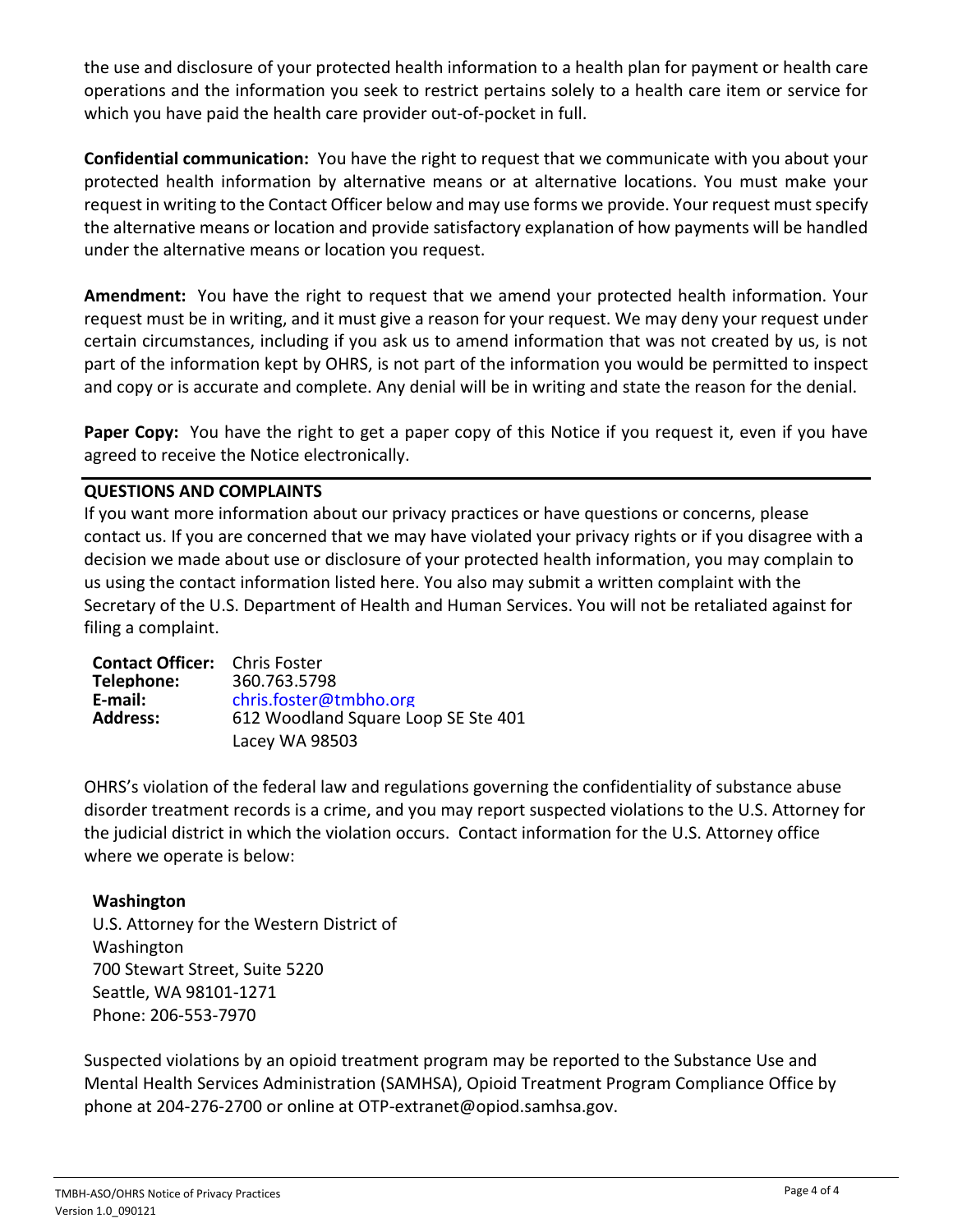the use and disclosure of your protected health information to a health plan for payment or health care operations and the information you seek to restrict pertains solely to a health care item or service for which you have paid the health care provider out-of-pocket in full.

**Confidential communication:** You have the right to request that we communicate with you about your protected health information by alternative means or at alternative locations. You must make your request in writing to the Contact Officer below and may use forms we provide. Your request must specify the alternative means or location and provide satisfactory explanation of how payments will be handled under the alternative means or location you request.

**Amendment:** You have the right to request that we amend your protected health information. Your request must be in writing, and it must give a reason for your request. We may deny your request under certain circumstances, including if you ask us to amend information that was not created by us, is not part of the information kept by OHRS, is not part of the information you would be permitted to inspect and copy or is accurate and complete. Any denial will be in writing and state the reason for the denial.

**Paper Copy:** You have the right to get a paper copy of this Notice if you request it, even if you have agreed to receive the Notice electronically.

## QUESTIONS AND COMPLAINTS

If you want more information about our privacy practices or have questions or concerns, please contact us. If you are concerned that we may have violated your privacy rights or if you disagree with a decision we made about use or disclosure of your protected health information, you may complain to us using the contact information listed here. You also may submit a written complaint with the Secretary of the U.S. Department of Health and Human Services. You will not be retaliated against for filing a complaint.

| | |
|---|---|
| **Contact Officer:** | Chris Foster |
| **Telephone:** | 360.763.5798 |
| **E-mail:** | chris.foster@tmbho.org |
| **Address:** | 612 Woodland Square Loop SE Ste 401<br>Lacey WA 98503 |

OHRS's violation of the federal law and regulations governing the confidentiality of substance abuse disorder treatment records is a crime, and you may report suspected violations to the U.S. Attorney for the judicial district in which the violation occurs. Contact information for the U.S. Attorney office where we operate is below:

**Washington**
U.S. Attorney for the Western District of Washington
700 Stewart Street, Suite 5220
Seattle, WA 98101-1271
Phone: 206-553-7970

Suspected violations by an opioid treatment program may be reported to the Substance Use and Mental Health Services Administration (SAMHSA), Opioid Treatment Program Compliance Office by phone at 204-276-2700 or online at OTP-extranet@opiod.samhsa.gov.